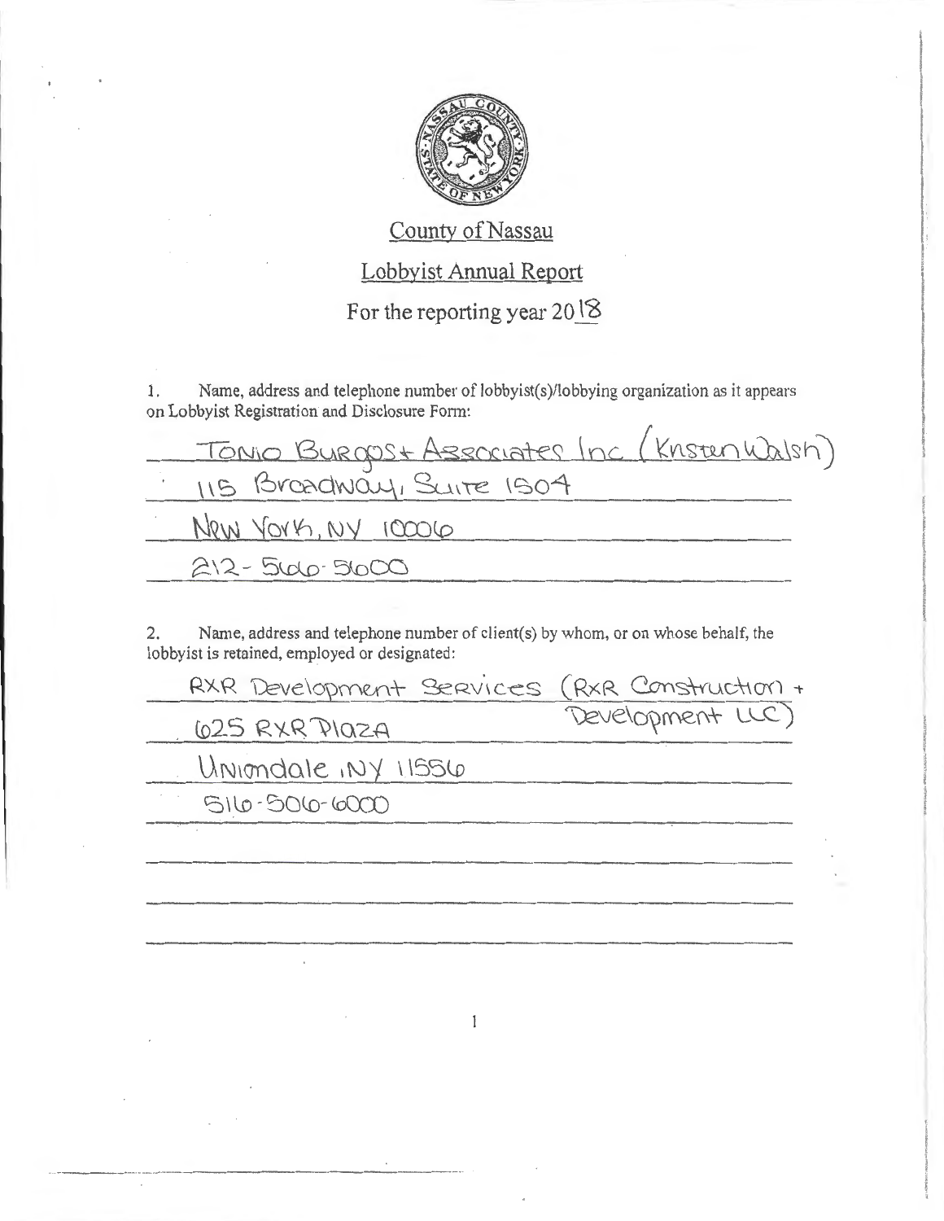# County of Nassau

## Lobbyist Annual Report

### For the reporting year 2018

1. Name, address and telephone number of lobbyist(s)/lobbying organization as it appears on Lobbyist Registration and Disclosure Form:

Tonio Burgos + Associates Inc (Kristen Walsh)
115 Broadway, Suite 1504
New York, NY 10006
212-566-5600

2. Name, address and telephone number of client(s) by whom, or on whose behalf, the lobbyist is retained, employed or designated:

RXR Development Services (RXR Construction + Development LLC)
625 RXR Plaza
Uniondale, NY 11556
516-506-6000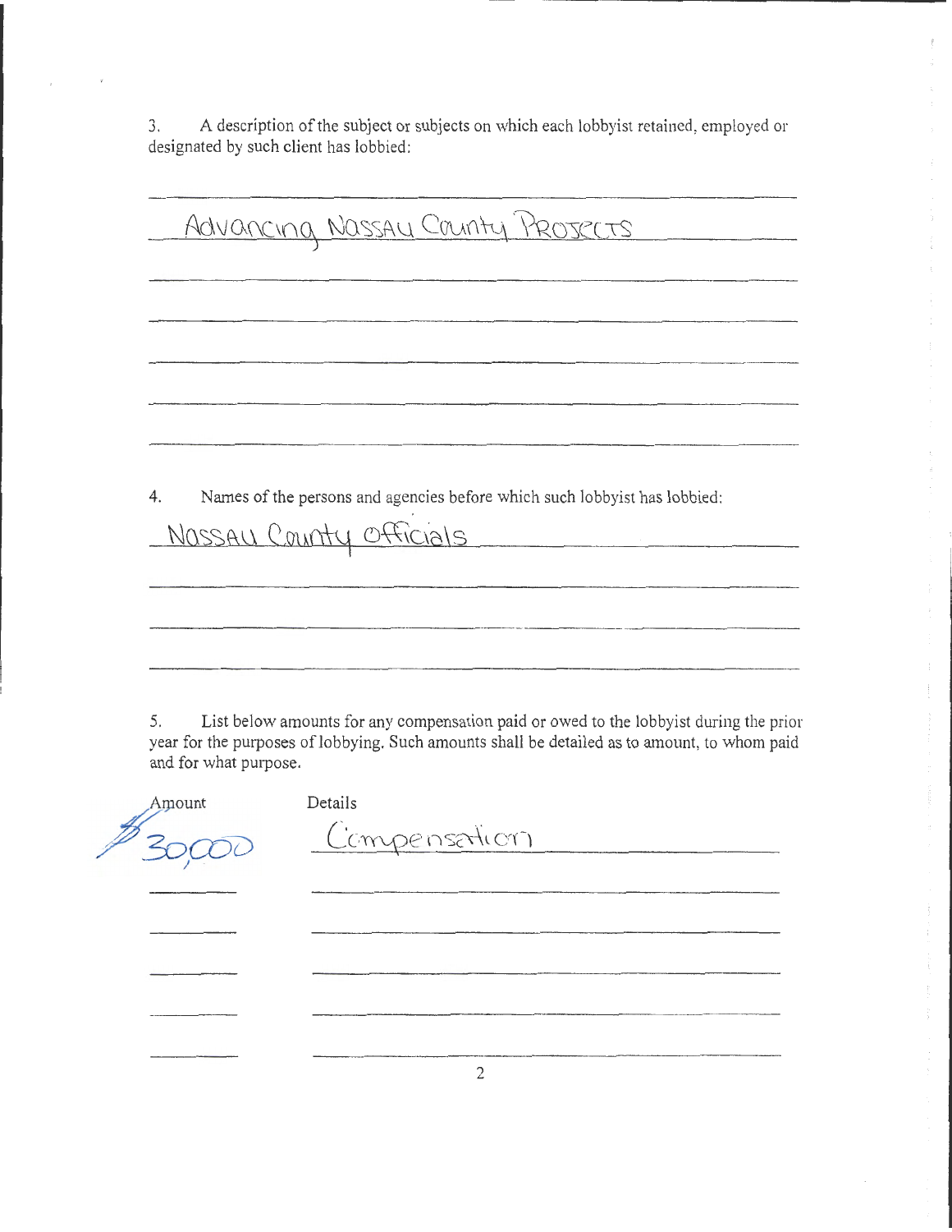3. A description of the subject or subjects on which each lobbyist retained, employed or designated by such client has lobbied:

Advancing Nassau County Projects

4. Names of the persons and agencies before which such lobbyist has lobbied:

Nassau County officials

5. List below amounts for any compensation paid or owed to the lobbyist during the prior year for the purposes of lobbying. Such amounts shall be detailed as to amount, to whom paid and for what purpose.

| Amount | Details |
| --- | --- |
| $30,000 | Compensation |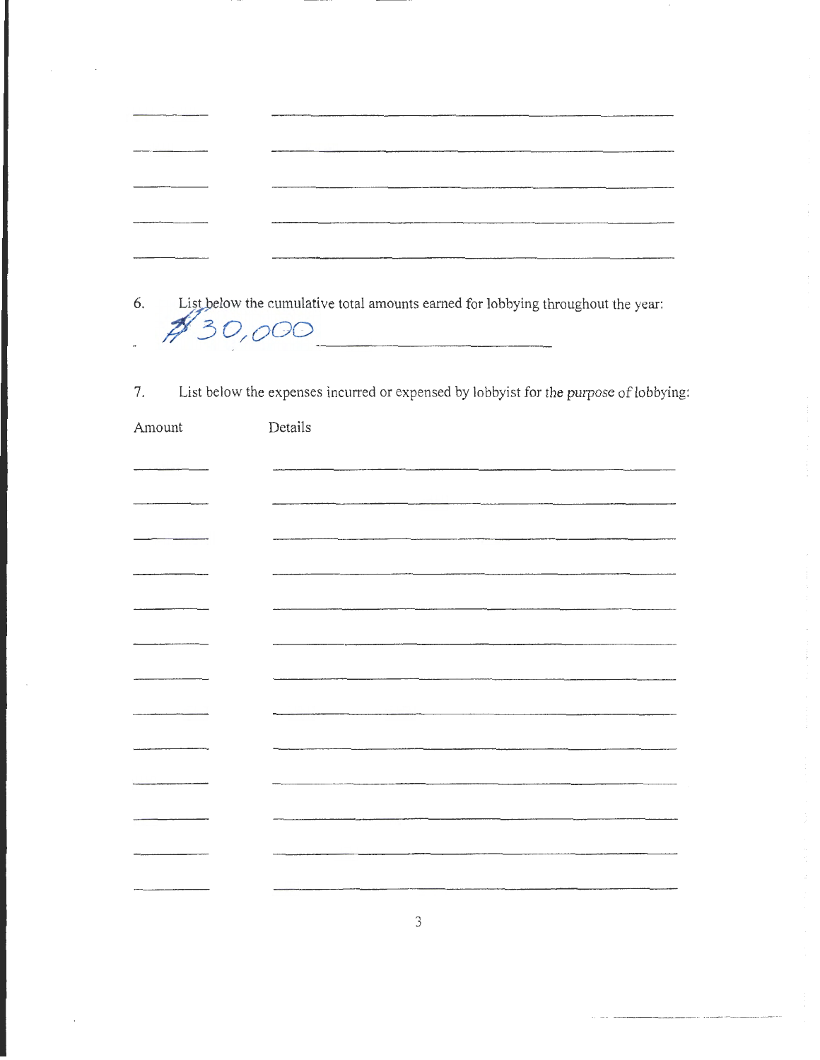6. List below the cumulative total amounts earned for lobbying throughout the year:

$30,000

7. List below the expenses incurred or expensed by lobbyist for the *purpose* of lobbying:

| Amount | Details |
|---|---|
| | |
| | |
| | |
| | |
| | |
| | |
| | |
| | |
| | |
| | |
| | |
| | |
| | |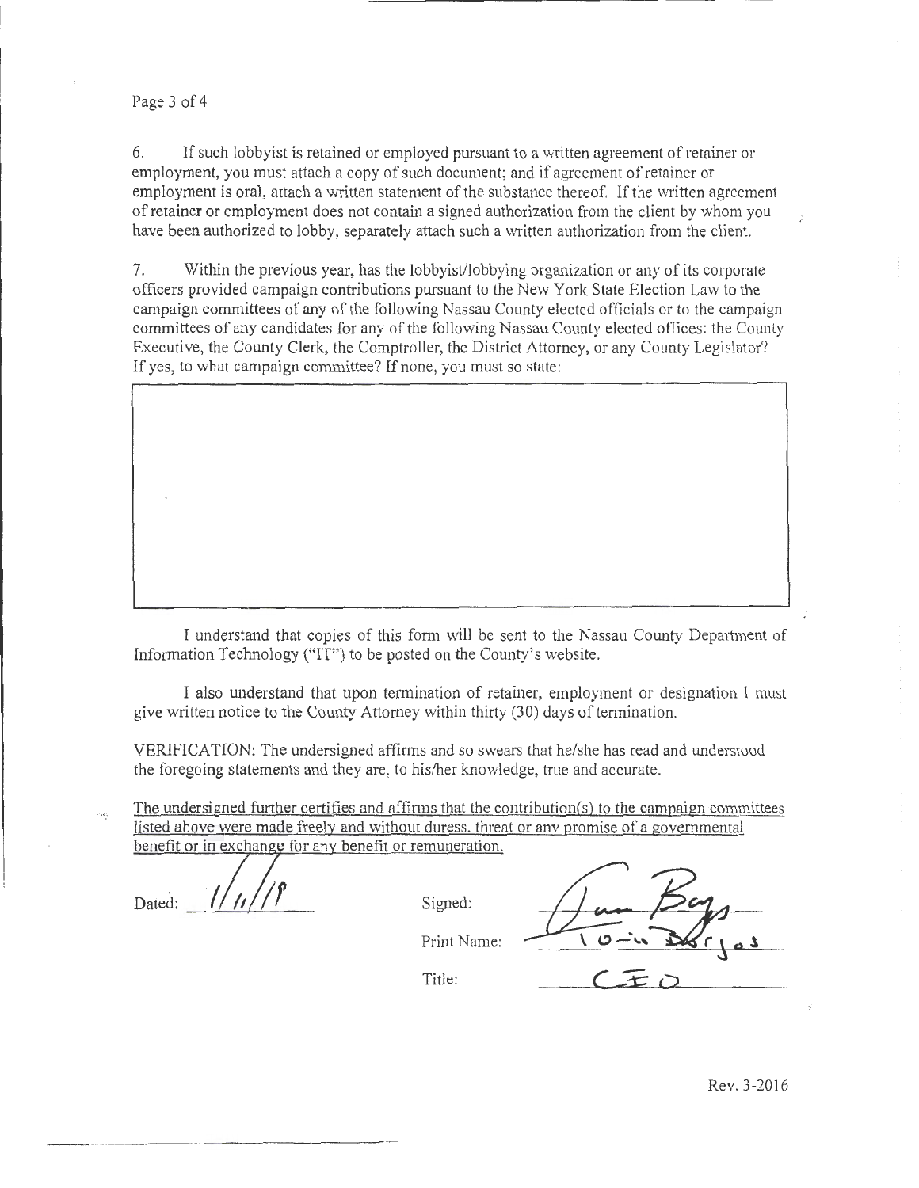6. If such lobbyist is retained or employed pursuant to a written agreement of retainer or employment, you must attach a copy of such document; and if agreement of retainer or employment is oral, attach a written statement of the substance thereof. If the written agreement of retainer or employment does not contain a signed authorization from the client by whom you have been authorized to lobby, separately attach such a written authorization from the client.

7. Within the previous year, has the lobbyist/lobbying organization or any of its corporate officers provided campaign contributions pursuant to the New York State Election Law to the campaign committees of any of the following Nassau County elected officials or to the campaign committees of any candidates for any of the following Nassau County elected offices: the County Executive, the County Clerk, the Comptroller, the District Attorney, or any County Legislator? If yes, to what campaign committee? If none, you must so state:

| |
|---|
| |

I understand that copies of this form will be sent to the Nassau County Department of Information Technology ("IT") to be posted on the County's website.

I also understand that upon termination of retainer, employment or designation I must give written notice to the County Attorney within thirty (30) days of termination.

VERIFICATION: The undersigned affirms and so swears that he/she has read and understood the foregoing statements and they are, to his/her knowledge, true and accurate.

The undersigned further certifies and affirms that the contribution(s) to the campaign committees listed above were made freely and without duress, threat or any promise of a governmental benefit or in exchange for any benefit or remuneration.

Dated: 1/11/18

Signed: [signature]

Print Name: Ioann Burgos

Title: CEO

Rev. 3-2016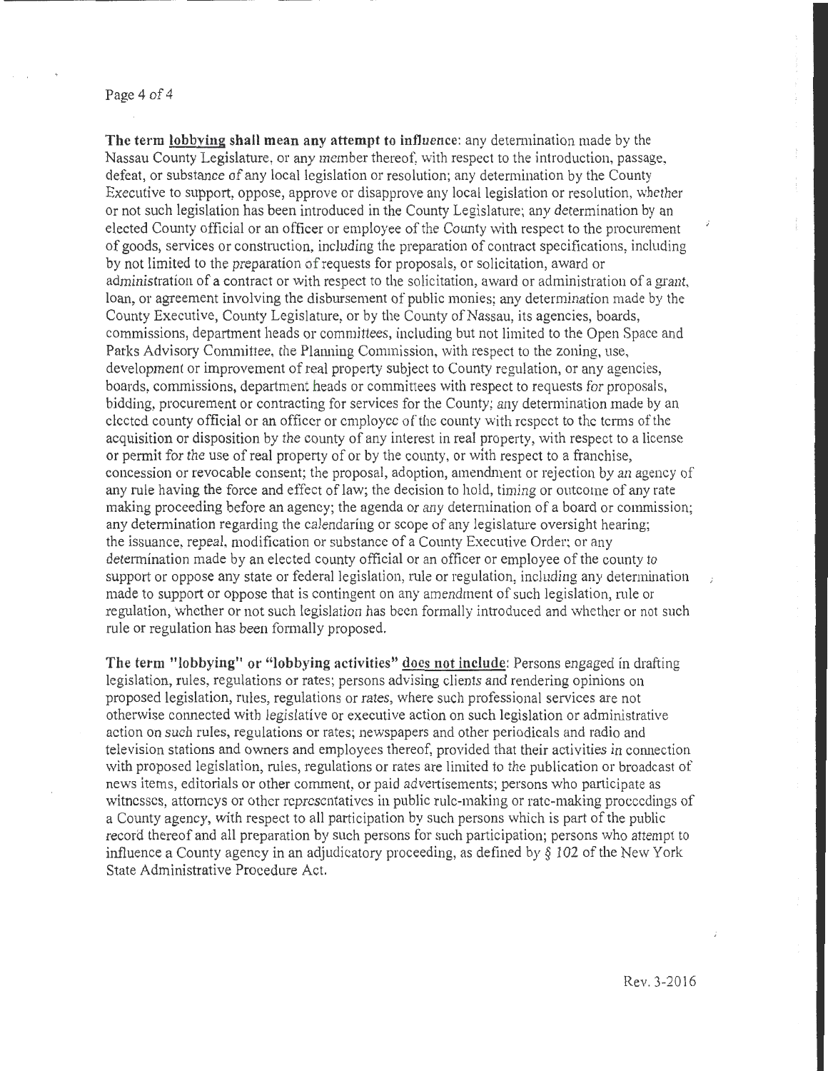**The term lobbying shall mean any attempt to influence**: any determination made by the Nassau County Legislature, or any member thereof, with respect to the introduction, passage, defeat, or substance of any local legislation or resolution; any determination by the County Executive to support, oppose, approve or disapprove any local legislation or resolution, whether or not such legislation has been introduced in the County Legislature; any determination by an elected County official or an officer or employee of the County with respect to the procurement of goods, services or construction, including the preparation of contract specifications, including by not limited to the preparation of requests for proposals, or solicitation, award or administration of a contract or with respect to the solicitation, award or administration of a grant, loan, or agreement involving the disbursement of public monies; any determination made by the County Executive, County Legislature, or by the County of Nassau, its agencies, boards, commissions, department heads or committees, including but not limited to the Open Space and Parks Advisory Committee, the Planning Commission, with respect to the zoning, use, development or improvement of real property subject to County regulation, or any agencies, boards, commissions, department heads or committees with respect to requests for proposals, bidding, procurement or contracting for services for the County; any determination made by an elected county official or an officer or employee of the county with respect to the terms of the acquisition or disposition by the county of any interest in real property, with respect to a license or permit for the use of real property of or by the county, or with respect to a franchise, concession or revocable consent; the proposal, adoption, amendment or rejection by an agency of any rule having the force and effect of law; the decision to hold, timing or outcome of any rate making proceeding before an agency; the agenda or any determination of a board or commission; any determination regarding the calendaring or scope of any legislature oversight hearing; the issuance, repeal, modification or substance of a County Executive Order; or any determination made by an elected county official or an officer or employee of the county to support or oppose any state or federal legislation, rule or regulation, including any determination made to support or oppose that is contingent on any amendment of such legislation, rule or regulation, whether or not such legislation has been formally introduced and whether or not such rule or regulation has been formally proposed.

**The term "lobbying" or "lobbying activities" does not include**: Persons engaged in drafting legislation, rules, regulations or rates; persons advising clients and rendering opinions on proposed legislation, rules, regulations or rates, where such professional services are not otherwise connected with legislative or executive action on such legislation or administrative action on such rules, regulations or rates; newspapers and other periodicals and radio and television stations and owners and employees thereof, provided that their activities in connection with proposed legislation, rules, regulations or rates are limited to the publication or broadcast of news items, editorials or other comment, or paid advertisements; persons who participate as witnesses, attorneys or other representatives in public rule-making or rate-making proceedings of a County agency, with respect to all participation by such persons which is part of the public record thereof and all preparation by such persons for such participation; persons who attempt to influence a County agency in an adjudicatory proceeding, as defined by § 102 of the New York State Administrative Procedure Act.

Rev. 3-2016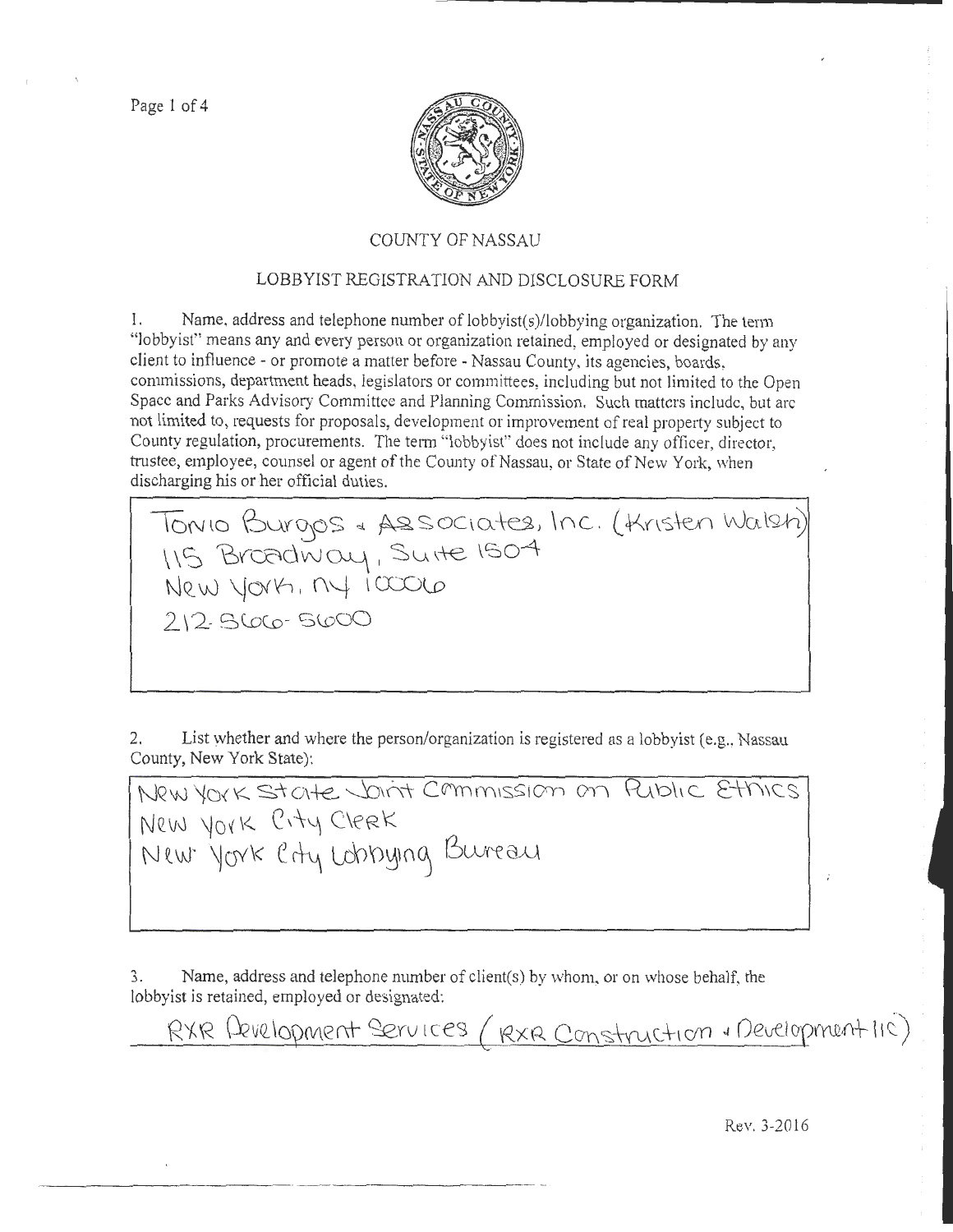# COUNTY OF NASSAU

## LOBBYIST REGISTRATION AND DISCLOSURE FORM

1. Name, address and telephone number of lobbyist(s)/lobbying organization. The term "lobbyist" means any and every person or organization retained, employed or designated by any client to influence - or promote a matter before - Nassau County, its agencies, boards, commissions, department heads, legislators or committees, including but not limited to the Open Space and Parks Advisory Committee and Planning Commission. Such matters include, but are not limited to, requests for proposals, development or improvement of real property subject to County regulation, procurements. The term "lobbyist" does not include any officer, director, trustee, employee, counsel or agent of the County of Nassau, or State of New York, when discharging his or her official duties.

Tonio Burgos & Associates, Inc. (Kristen Walsh)
115 Broadway, Suite 1504
New York, NY 10006
212-566-5600

2. List whether and where the person/organization is registered as a lobbyist (e.g., Nassau County, New York State):

New York State Joint Commission on Public Ethics
New York City Clerk
New York City Lobbying Bureau

3. Name, address and telephone number of client(s) by whom, or on whose behalf, the lobbyist is retained, employed or designated:

RXR Development Services (RXR Construction & Development LLC)

Rev. 3-2016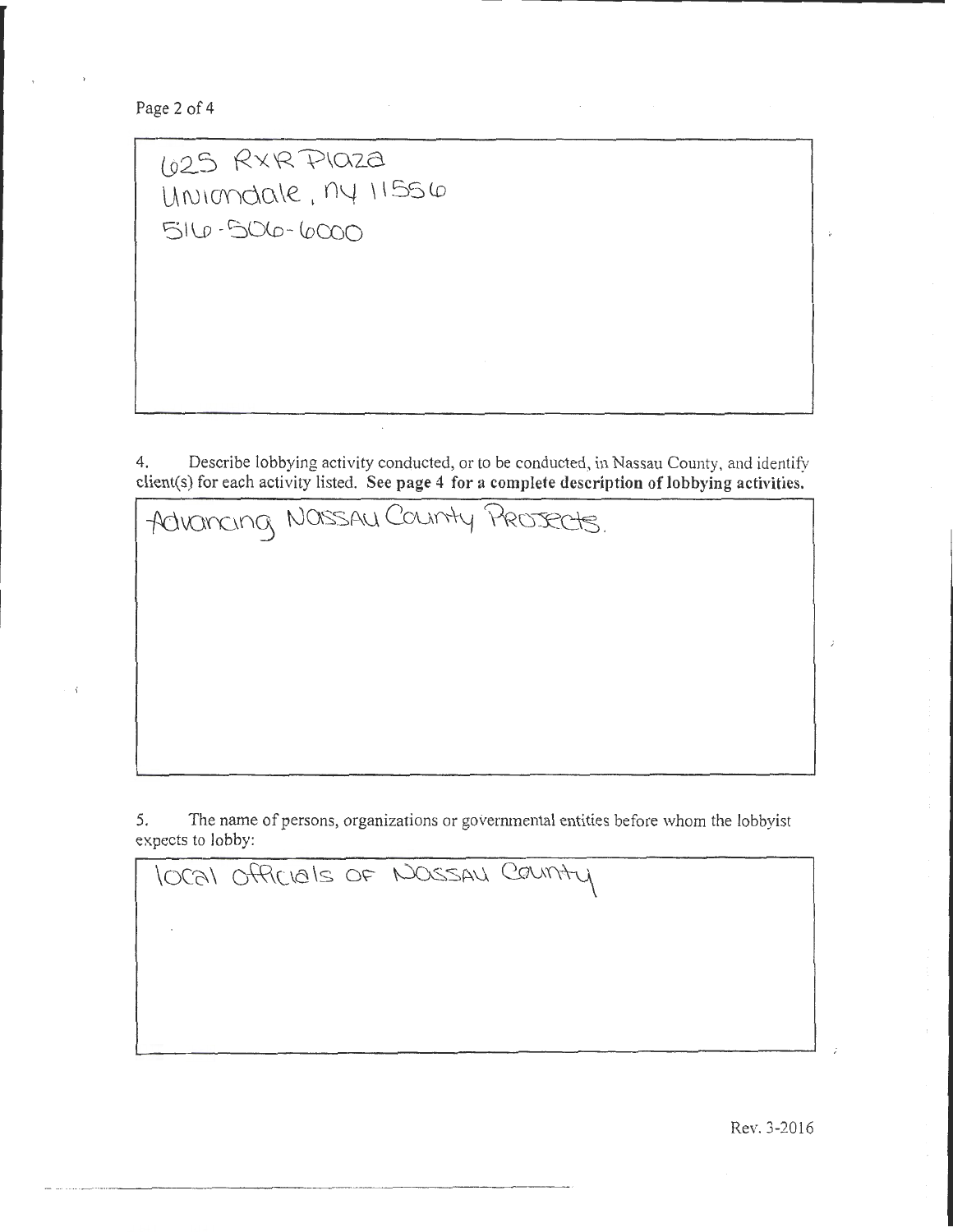625 RXR Plaza
Uniondale, NY 11556
516-506-6000

4. Describe lobbying activity conducted, or to be conducted, in Nassau County, and identify client(s) for each activity listed. **See page 4 for a complete description of lobbying activities.**

Advancing Nassau County Projects.

5. The name of persons, organizations or governmental entities before whom the lobbyist expects to lobby:

local officials of Nassau County

Rev. 3-2016